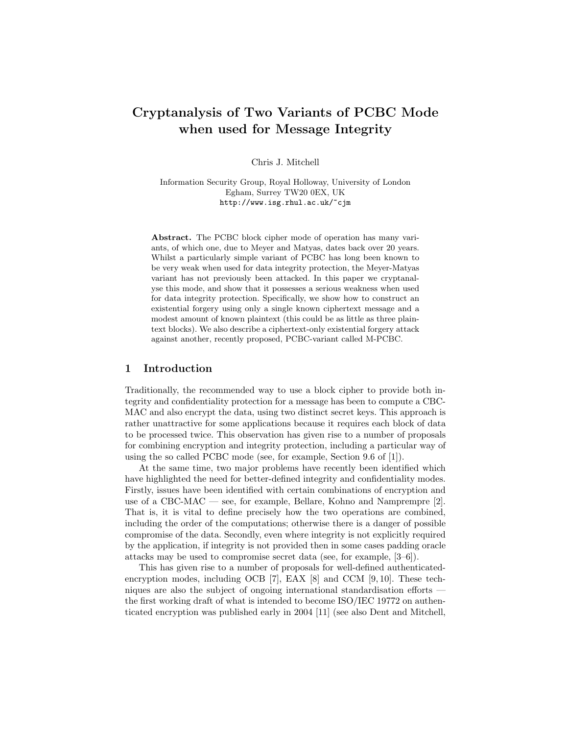# Cryptanalysis of Two Variants of PCBC Mode when used for Message Integrity

Chris J. Mitchell

Information Security Group, Royal Holloway, University of London
Egham, Surrey TW20 0EX, UK
http://www.isg.rhul.ac.uk/~cjm

**Abstract.** The PCBC block cipher mode of operation has many variants, of which one, due to Meyer and Matyas, dates back over 20 years. Whilst a particularly simple variant of PCBC has long been known to be very weak when used for data integrity protection, the Meyer-Matyas variant has not previously been attacked. In this paper we cryptanalyse this mode, and show that it possesses a serious weakness when used for data integrity protection. Specifically, we show how to construct an existential forgery using only a single known ciphertext message and a modest amount of known plaintext (this could be as little as three plaintext blocks). We also describe a ciphertext-only existential forgery attack against another, recently proposed, PCBC-variant called M-PCBC.

## 1 Introduction

Traditionally, the recommended way to use a block cipher to provide both integrity and confidentiality protection for a message has been to compute a CBC-MAC and also encrypt the data, using two distinct secret keys. This approach is rather unattractive for some applications because it requires each block of data to be processed twice. This observation has given rise to a number of proposals for combining encryption and integrity protection, including a particular way of using the so called PCBC mode (see, for example, Section 9.6 of [1]).

At the same time, two major problems have recently been identified which have highlighted the need for better-defined integrity and confidentiality modes. Firstly, issues have been identified with certain combinations of encryption and use of a CBC-MAC — see, for example, Bellare, Kohno and Namprempre [2]. That is, it is vital to define precisely how the two operations are combined, including the order of the computations; otherwise there is a danger of possible compromise of the data. Secondly, even where integrity is not explicitly required by the application, if integrity is not provided then in some cases padding oracle attacks may be used to compromise secret data (see, for example, [3–6]).

This has given rise to a number of proposals for well-defined authenticated-encryption modes, including OCB [7], EAX [8] and CCM [9, 10]. These techniques are also the subject of ongoing international standardisation efforts — the first working draft of what is intended to become ISO/IEC 19772 on authenticated encryption was published early in 2004 [11] (see also Dent and Mitchell,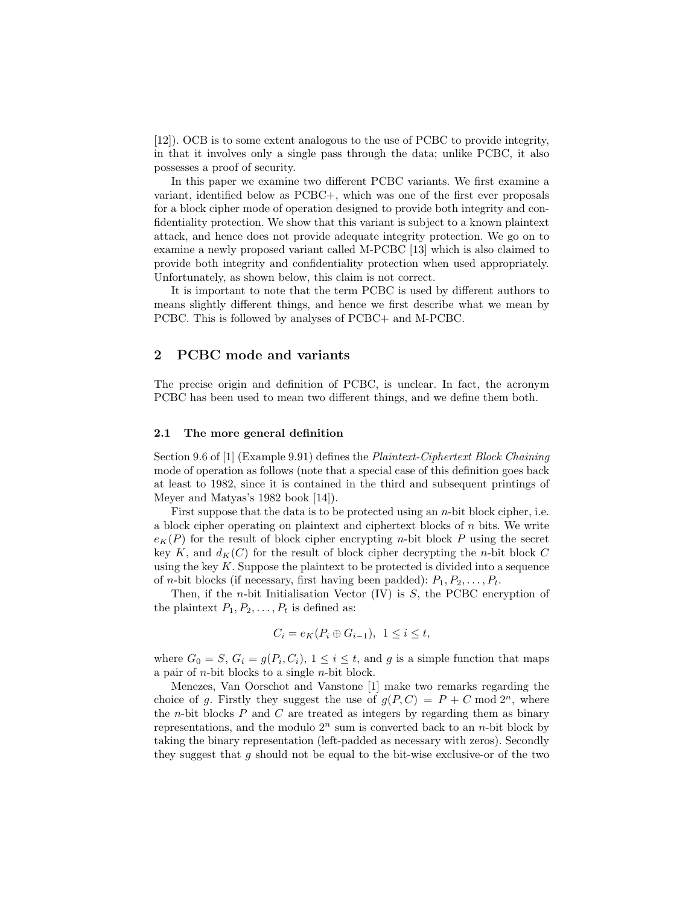[12]). OCB is to some extent analogous to the use of PCBC to provide integrity, in that it involves only a single pass through the data; unlike PCBC, it also possesses a proof of security.

In this paper we examine two different PCBC variants. We first examine a variant, identified below as PCBC+, which was one of the first ever proposals for a block cipher mode of operation designed to provide both integrity and confidentiality protection. We show that this variant is subject to a known plaintext attack, and hence does not provide adequate integrity protection. We go on to examine a newly proposed variant called M-PCBC [13] which is also claimed to provide both integrity and confidentiality protection when used appropriately. Unfortunately, as shown below, this claim is not correct.

It is important to note that the term PCBC is used by different authors to means slightly different things, and hence we first describe what we mean by PCBC. This is followed by analyses of PCBC+ and M-PCBC.

## 2 PCBC mode and variants

The precise origin and definition of PCBC, is unclear. In fact, the acronym PCBC has been used to mean two different things, and we define them both.

### 2.1 The more general definition

Section 9.6 of [1] (Example 9.91) defines the *Plaintext-Ciphertext Block Chaining* mode of operation as follows (note that a special case of this definition goes back at least to 1982, since it is contained in the third and subsequent printings of Meyer and Matyas's 1982 book [14]).

First suppose that the data is to be protected using an $n$-bit block cipher, i.e. a block cipher operating on plaintext and ciphertext blocks of $n$ bits. We write $e_K(P)$ for the result of block cipher encrypting $n$-bit block $P$ using the secret key $K$, and $d_K(C)$ for the result of block cipher decrypting the $n$-bit block $C$ using the key $K$. Suppose the plaintext to be protected is divided into a sequence of $n$-bit blocks (if necessary, first having been padded): $P_1, P_2, \ldots, P_t$.

Then, if the $n$-bit Initialisation Vector (IV) is $S$, the PCBC encryption of the plaintext $P_1, P_2, \ldots, P_t$ is defined as:

$$C_i = e_K(P_i \oplus G_{i-1}), \;\; 1 \leq i \leq t,$$

where $G_0 = S$, $G_i = g(P_i, C_i)$, $1 \leq i \leq t$, and $g$ is a simple function that maps a pair of $n$-bit blocks to a single $n$-bit block.

Menezes, Van Oorschot and Vanstone [1] make two remarks regarding the choice of $g$. Firstly they suggest the use of $g(P, C) = P + C \bmod 2^n$, where the $n$-bit blocks $P$ and $C$ are treated as integers by regarding them as binary representations, and the modulo $2^n$ sum is converted back to an $n$-bit block by taking the binary representation (left-padded as necessary with zeros). Secondly they suggest that $g$ should not be equal to the bit-wise exclusive-or of the two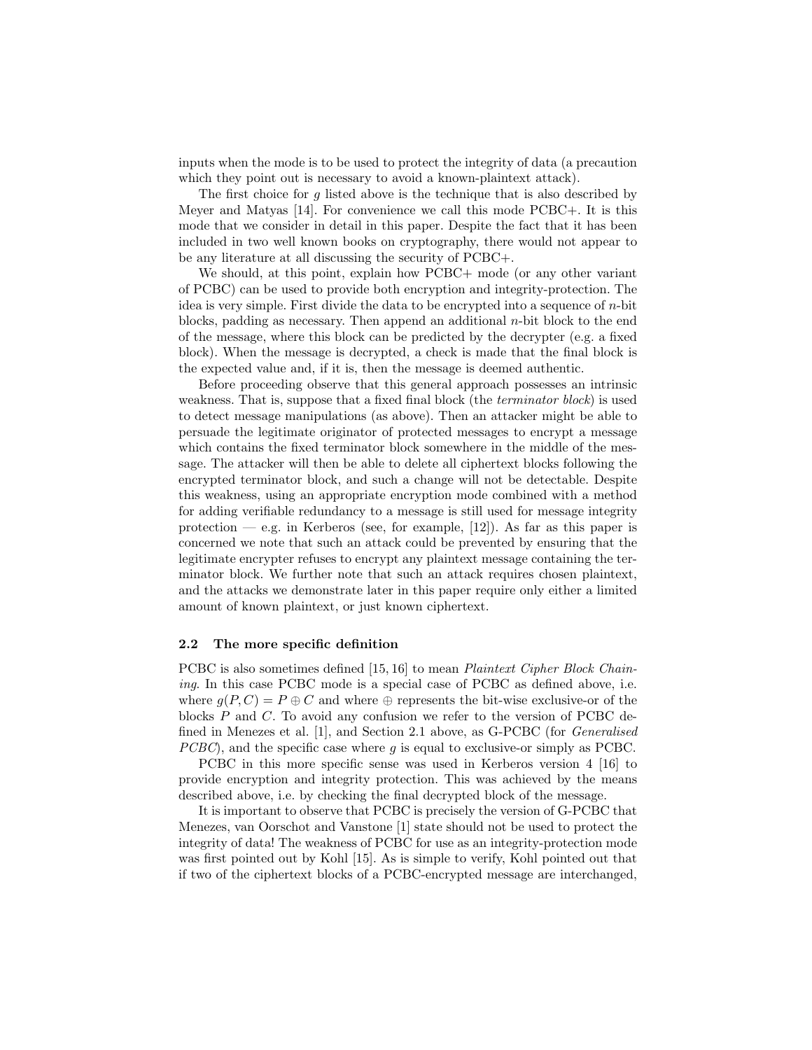inputs when the mode is to be used to protect the integrity of data (a precaution which they point out is necessary to avoid a known-plaintext attack).

The first choice for $g$ listed above is the technique that is also described by Meyer and Matyas [14]. For convenience we call this mode PCBC+. It is this mode that we consider in detail in this paper. Despite the fact that it has been included in two well known books on cryptography, there would not appear to be any literature at all discussing the security of PCBC+.

We should, at this point, explain how PCBC+ mode (or any other variant of PCBC) can be used to provide both encryption and integrity-protection. The idea is very simple. First divide the data to be encrypted into a sequence of $n$-bit blocks, padding as necessary. Then append an additional $n$-bit block to the end of the message, where this block can be predicted by the decrypter (e.g. a fixed block). When the message is decrypted, a check is made that the final block is the expected value and, if it is, then the message is deemed authentic.

Before proceeding observe that this general approach possesses an intrinsic weakness. That is, suppose that a fixed final block (the *terminator block*) is used to detect message manipulations (as above). Then an attacker might be able to persuade the legitimate originator of protected messages to encrypt a message which contains the fixed terminator block somewhere in the middle of the message. The attacker will then be able to delete all ciphertext blocks following the encrypted terminator block, and such a change will not be detectable. Despite this weakness, using an appropriate encryption mode combined with a method for adding verifiable redundancy to a message is still used for message integrity protection — e.g. in Kerberos (see, for example, [12]). As far as this paper is concerned we note that such an attack could be prevented by ensuring that the legitimate encrypter refuses to encrypt any plaintext message containing the terminator block. We further note that such an attack requires chosen plaintext, and the attacks we demonstrate later in this paper require only either a limited amount of known plaintext, or just known ciphertext.

### 2.2 The more specific definition

PCBC is also sometimes defined [15, 16] to mean *Plaintext Cipher Block Chaining*. In this case PCBC mode is a special case of PCBC as defined above, i.e. where $g(P, C) = P \oplus C$ and where $\oplus$ represents the bit-wise exclusive-or of the blocks $P$ and $C$. To avoid any confusion we refer to the version of PCBC defined in Menezes et al. [1], and Section 2.1 above, as G-PCBC (for *Generalised PCBC*), and the specific case where $g$ is equal to exclusive-or simply as PCBC.

PCBC in this more specific sense was used in Kerberos version 4 [16] to provide encryption and integrity protection. This was achieved by the means described above, i.e. by checking the final decrypted block of the message.

It is important to observe that PCBC is precisely the version of G-PCBC that Menezes, van Oorschot and Vanstone [1] state should not be used to protect the integrity of data! The weakness of PCBC for use as an integrity-protection mode was first pointed out by Kohl [15]. As is simple to verify, Kohl pointed out that if two of the ciphertext blocks of a PCBC-encrypted message are interchanged,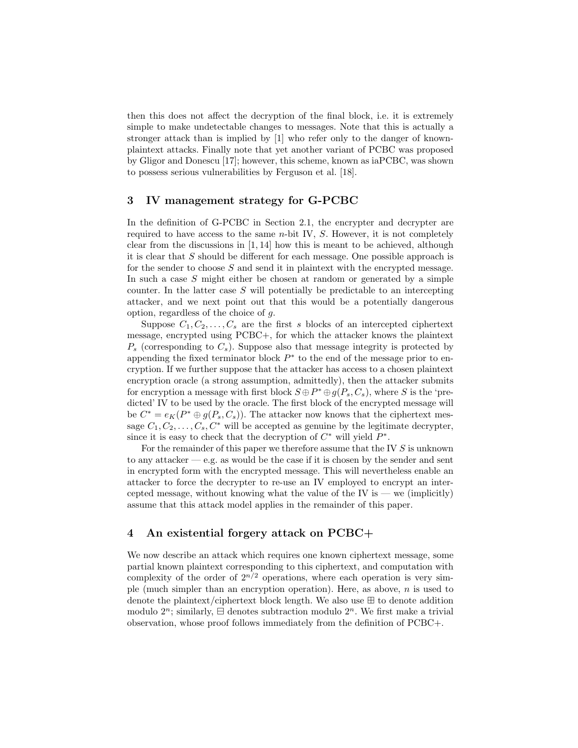then this does not affect the decryption of the final block, i.e. it is extremely simple to make undetectable changes to messages. Note that this is actually a stronger attack than is implied by [1] who refer only to the danger of known-plaintext attacks. Finally note that yet another variant of PCBC was proposed by Gligor and Donescu [17]; however, this scheme, known as iaPCBC, was shown to possess serious vulnerabilities by Ferguson et al. [18].

## 3 IV management strategy for G-PCBC

In the definition of G-PCBC in Section 2.1, the encrypter and decrypter are required to have access to the same $n$-bit IV, $S$. However, it is not completely clear from the discussions in [1, 14] how this is meant to be achieved, although it is clear that $S$ should be different for each message. One possible approach is for the sender to choose $S$ and send it in plaintext with the encrypted message. In such a case $S$ might either be chosen at random or generated by a simple counter. In the latter case $S$ will potentially be predictable to an intercepting attacker, and we next point out that this would be a potentially dangerous option, regardless of the choice of $g$.

Suppose $C_1, C_2, \ldots, C_s$ are the first $s$ blocks of an intercepted ciphertext message, encrypted using PCBC+, for which the attacker knows the plaintext $P_s$ (corresponding to $C_s$). Suppose also that message integrity is protected by appending the fixed terminator block $P^*$ to the end of the message prior to encryption. If we further suppose that the attacker has access to a chosen plaintext encryption oracle (a strong assumption, admittedly), then the attacker submits for encryption a message with first block $S \oplus P^* \oplus g(P_s, C_s)$, where $S$ is the 'predicted' IV to be used by the oracle. The first block of the encrypted message will be $C^* = e_K(P^* \oplus g(P_s, C_s))$. The attacker now knows that the ciphertext message $C_1, C_2, \ldots, C_s, C^*$ will be accepted as genuine by the legitimate decrypter, since it is easy to check that the decryption of $C^*$ will yield $P^*$.

For the remainder of this paper we therefore assume that the IV $S$ is unknown to any attacker — e.g. as would be the case if it is chosen by the sender and sent in encrypted form with the encrypted message. This will nevertheless enable an attacker to force the decrypter to re-use an IV employed to encrypt an intercepted message, without knowing what the value of the IV is — we (implicitly) assume that this attack model applies in the remainder of this paper.

## 4 An existential forgery attack on PCBC+

We now describe an attack which requires one known ciphertext message, some partial known plaintext corresponding to this ciphertext, and computation with complexity of the order of $2^{n/2}$ operations, where each operation is very simple (much simpler than an encryption operation). Here, as above, $n$ is used to denote the plaintext/ciphertext block length. We also use $\boxplus$ to denote addition modulo $2^n$; similarly, $\boxminus$ denotes subtraction modulo $2^n$. We first make a trivial observation, whose proof follows immediately from the definition of PCBC+.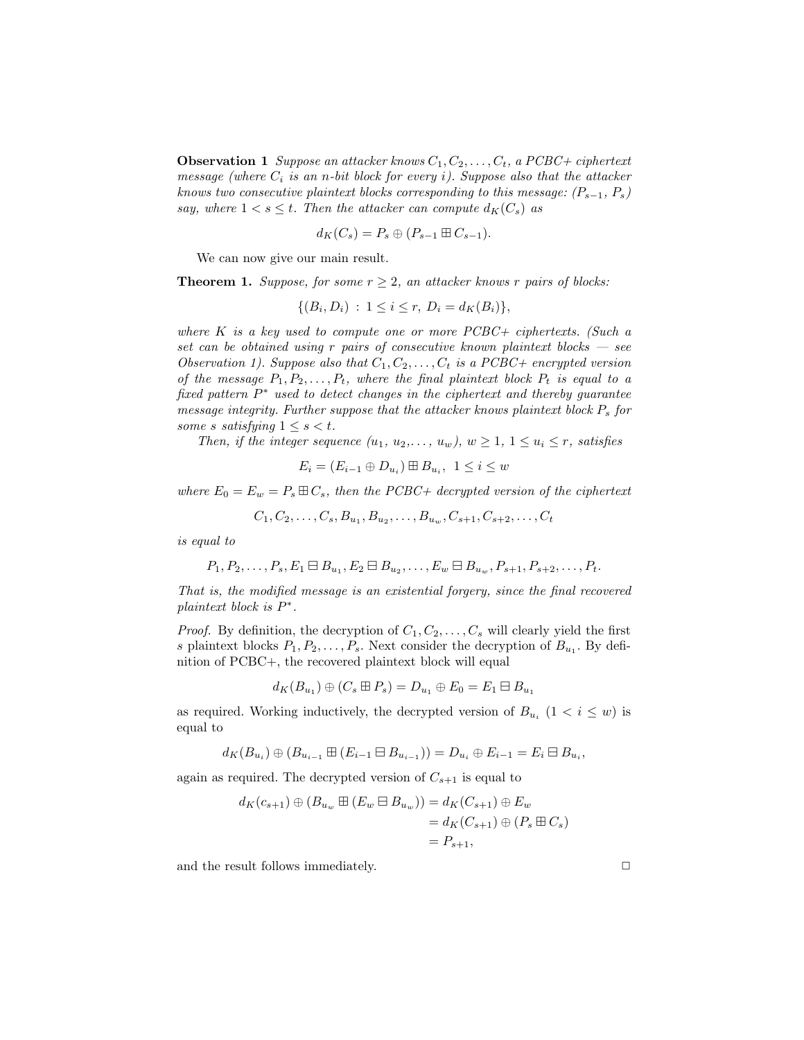**Observation 1** *Suppose an attacker knows $C_1, C_2, \ldots, C_t$, a PCBC+ ciphertext message (where $C_i$ is an n-bit block for every $i$). Suppose also that the attacker knows two consecutive plaintext blocks corresponding to this message: $(P_{s-1}, P_s)$ say, where $1 < s \leq t$. Then the attacker can compute $d_K(C_s)$ as*

$$d_K(C_s) = P_s \oplus (P_{s-1} \boxplus C_{s-1}).$$

We can now give our main result.

**Theorem 1.** *Suppose, for some $r \geq 2$, an attacker knows $r$ pairs of blocks:*

$$\{(B_i, D_i) \,:\, 1 \leq i \leq r,\ D_i = d_K(B_i)\},$$

*where $K$ is a key used to compute one or more PCBC+ ciphertexts. (Such a set can be obtained using $r$ pairs of consecutive known plaintext blocks — see Observation 1). Suppose also that $C_1, C_2, \ldots, C_t$ is a PCBC+ encrypted version of the message $P_1, P_2, \ldots, P_t$, where the final plaintext block $P_t$ is equal to a fixed pattern $P^*$ used to detect changes in the ciphertext and thereby guarantee message integrity. Further suppose that the attacker knows plaintext block $P_s$ for some $s$ satisfying $1 \leq s < t$.*

*Then, if the integer sequence $(u_1, u_2, \ldots, u_w)$, $w \geq 1$, $1 \leq u_i \leq r$, satisfies*

$$E_i = (E_{i-1} \oplus D_{u_i}) \boxplus B_{u_i},\ \ 1 \leq i \leq w$$

*where $E_0 = E_w = P_s \boxplus C_s$, then the PCBC+ decrypted version of the ciphertext*

$$C_1, C_2, \ldots, C_s, B_{u_1}, B_{u_2}, \ldots, B_{u_w}, C_{s+1}, C_{s+2}, \ldots, C_t$$

*is equal to*

$$P_1, P_2, \ldots, P_s, E_1 \boxminus B_{u_1}, E_2 \boxminus B_{u_2}, \ldots, E_w \boxminus B_{u_w}, P_{s+1}, P_{s+2}, \ldots, P_t.$$

*That is, the modified message is an existential forgery, since the final recovered plaintext block is $P^*$.*

*Proof.* By definition, the decryption of $C_1, C_2, \ldots, C_s$ will clearly yield the first $s$ plaintext blocks $P_1, P_2, \ldots, P_s$. Next consider the decryption of $B_{u_1}$. By definition of PCBC+, the recovered plaintext block will equal

$$d_K(B_{u_1}) \oplus (C_s \boxplus P_s) = D_{u_1} \oplus E_0 = E_1 \boxminus B_{u_1}$$

as required. Working inductively, the decrypted version of $B_{u_i}$ $(1 < i \leq w)$ is equal to

$$d_K(B_{u_i}) \oplus (B_{u_{i-1}} \boxplus (E_{i-1} \boxminus B_{u_{i-1}})) = D_{u_i} \oplus E_{i-1} = E_i \boxminus B_{u_i},$$

again as required. The decrypted version of $C_{s+1}$ is equal to

$$\begin{aligned} d_K(c_{s+1}) \oplus (B_{u_w} \boxplus (E_w \boxminus B_{u_w})) &= d_K(C_{s+1}) \oplus E_w \\ &= d_K(C_{s+1}) \oplus (P_s \boxplus C_s) \\ &= P_{s+1}, \end{aligned}$$

and the result follows immediately. □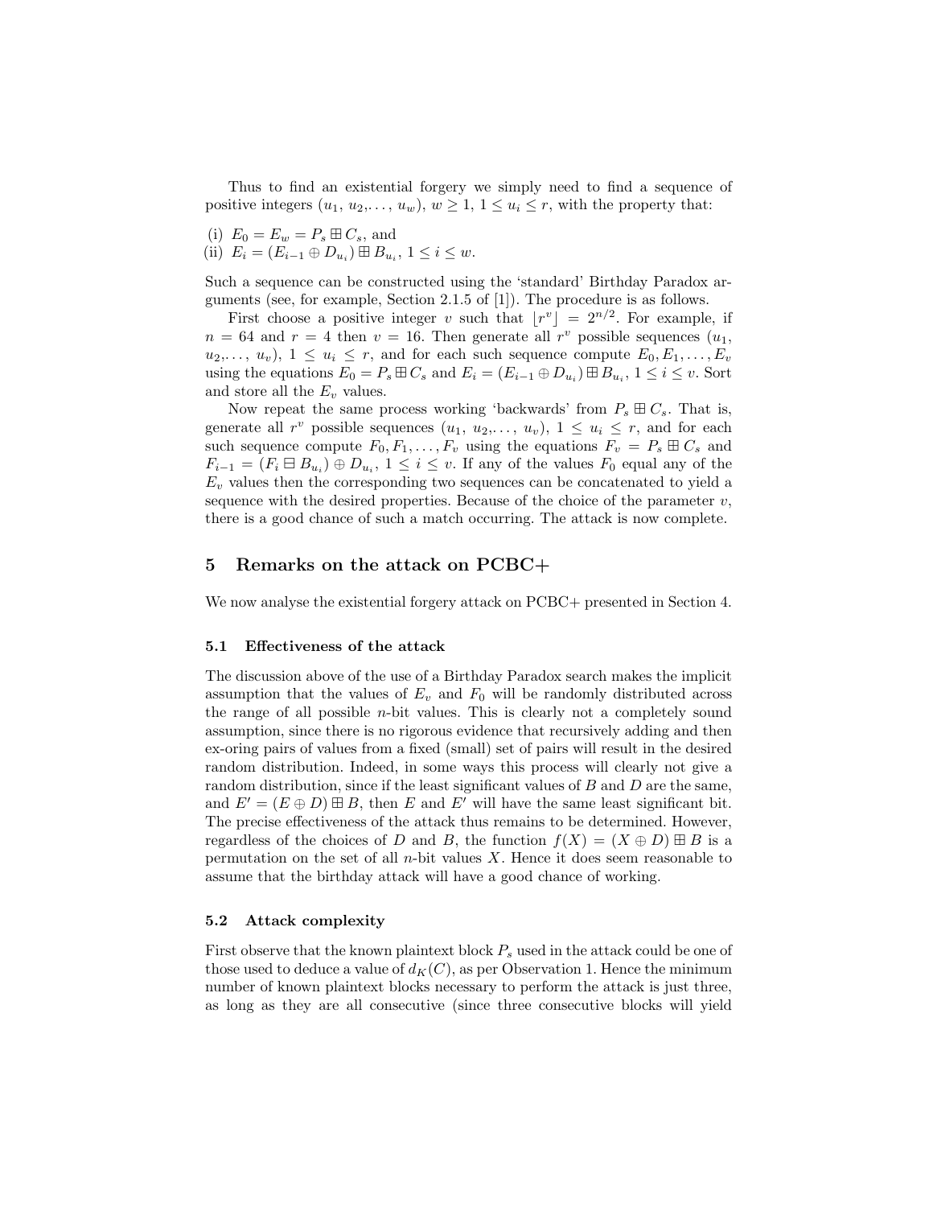Thus to find an existential forgery we simply need to find a sequence of positive integers $(u_1, u_2, \ldots, u_w)$, $w \geq 1$, $1 \leq u_i \leq r$, with the property that:

(i) $E_0 = E_w = P_s \boxplus C_s$, and
(ii) $E_i = (E_{i-1} \oplus D_{u_i}) \boxplus B_{u_i}$, $1 \leq i \leq w$.

Such a sequence can be constructed using the 'standard' Birthday Paradox arguments (see, for example, Section 2.1.5 of [1]). The procedure is as follows.

First choose a positive integer $v$ such that $\lfloor r^v \rfloor = 2^{n/2}$. For example, if $n = 64$ and $r = 4$ then $v = 16$. Then generate all $r^v$ possible sequences $(u_1, u_2, \ldots, u_v)$, $1 \leq u_i \leq r$, and for each such sequence compute $E_0, E_1, \ldots, E_v$ using the equations $E_0 = P_s \boxplus C_s$ and $E_i = (E_{i-1} \oplus D_{u_i}) \boxplus B_{u_i}$, $1 \leq i \leq v$. Sort and store all the $E_v$ values.

Now repeat the same process working 'backwards' from $P_s \boxplus C_s$. That is, generate all $r^v$ possible sequences $(u_1, u_2, \ldots, u_v)$, $1 \leq u_i \leq r$, and for each such sequence compute $F_0, F_1, \ldots, F_v$ using the equations $F_v = P_s \boxplus C_s$ and $F_{i-1} = (F_i \boxminus B_{u_i}) \oplus D_{u_i}$, $1 \leq i \leq v$. If any of the values $F_0$ equal any of the $E_v$ values then the corresponding two sequences can be concatenated to yield a sequence with the desired properties. Because of the choice of the parameter $v$, there is a good chance of such a match occurring. The attack is now complete.

## 5 Remarks on the attack on PCBC+

We now analyse the existential forgery attack on PCBC+ presented in Section 4.

### 5.1 Effectiveness of the attack

The discussion above of the use of a Birthday Paradox search makes the implicit assumption that the values of $E_v$ and $F_0$ will be randomly distributed across the range of all possible $n$-bit values. This is clearly not a completely sound assumption, since there is no rigorous evidence that recursively adding and then ex-oring pairs of values from a fixed (small) set of pairs will result in the desired random distribution. Indeed, in some ways this process will clearly not give a random distribution, since if the least significant values of $B$ and $D$ are the same, and $E' = (E \oplus D) \boxplus B$, then $E$ and $E'$ will have the same least significant bit. The precise effectiveness of the attack thus remains to be determined. However, regardless of the choices of $D$ and $B$, the function $f(X) = (X \oplus D) \boxplus B$ is a permutation on the set of all $n$-bit values $X$. Hence it does seem reasonable to assume that the birthday attack will have a good chance of working.

### 5.2 Attack complexity

First observe that the known plaintext block $P_s$ used in the attack could be one of those used to deduce a value of $d_K(C)$, as per Observation 1. Hence the minimum number of known plaintext blocks necessary to perform the attack is just three, as long as they are all consecutive (since three consecutive blocks will yield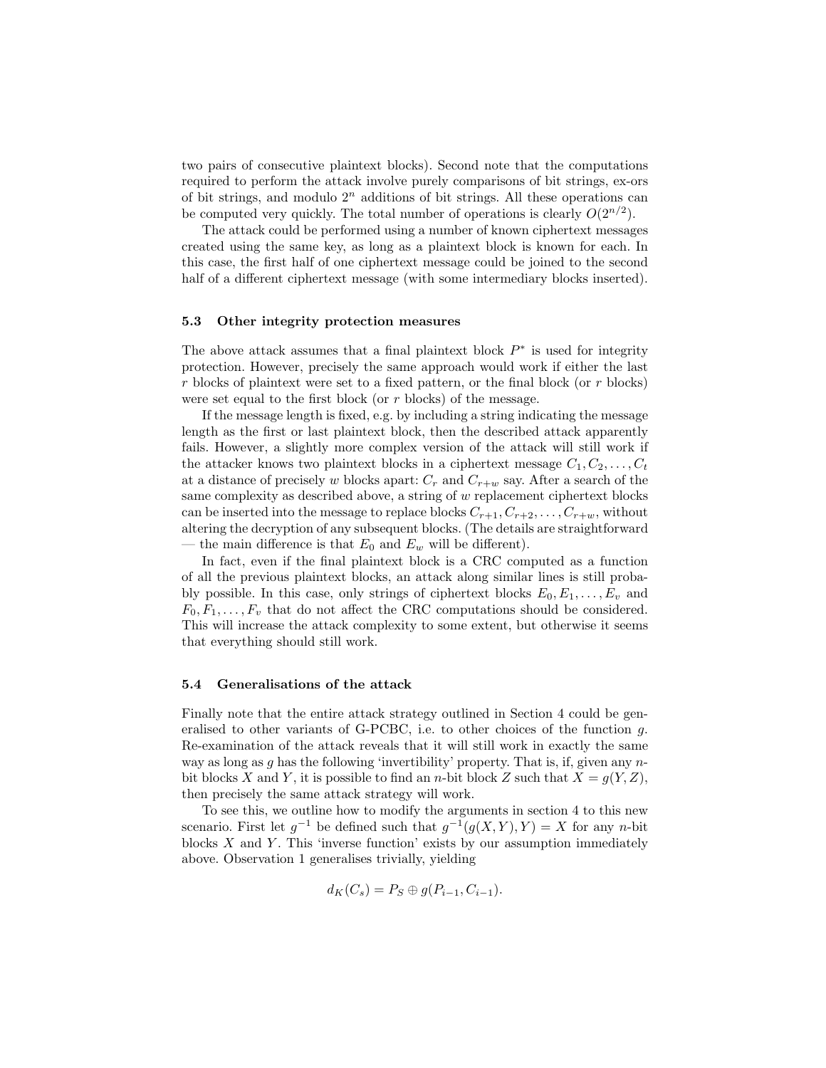two pairs of consecutive plaintext blocks). Second note that the computations required to perform the attack involve purely comparisons of bit strings, ex-ors of bit strings, and modulo $2^n$ additions of bit strings. All these operations can be computed very quickly. The total number of operations is clearly $O(2^{n/2})$.

The attack could be performed using a number of known ciphertext messages created using the same key, as long as a plaintext block is known for each. In this case, the first half of one ciphertext message could be joined to the second half of a different ciphertext message (with some intermediary blocks inserted).

### 5.3 Other integrity protection measures

The above attack assumes that a final plaintext block $P^*$ is used for integrity protection. However, precisely the same approach would work if either the last $r$ blocks of plaintext were set to a fixed pattern, or the final block (or $r$ blocks) were set equal to the first block (or $r$ blocks) of the message.

If the message length is fixed, e.g. by including a string indicating the message length as the first or last plaintext block, then the described attack apparently fails. However, a slightly more complex version of the attack will still work if the attacker knows two plaintext blocks in a ciphertext message $C_1, C_2, \ldots, C_t$ at a distance of precisely $w$ blocks apart: $C_r$ and $C_{r+w}$ say. After a search of the same complexity as described above, a string of $w$ replacement ciphertext blocks can be inserted into the message to replace blocks $C_{r+1}, C_{r+2}, \ldots, C_{r+w}$, without altering the decryption of any subsequent blocks. (The details are straightforward — the main difference is that $E_0$ and $E_w$ will be different).

In fact, even if the final plaintext block is a CRC computed as a function of all the previous plaintext blocks, an attack along similar lines is still probably possible. In this case, only strings of ciphertext blocks $E_0, E_1, \ldots, E_v$ and $F_0, F_1, \ldots, F_v$ that do not affect the CRC computations should be considered. This will increase the attack complexity to some extent, but otherwise it seems that everything should still work.

### 5.4 Generalisations of the attack

Finally note that the entire attack strategy outlined in Section 4 could be generalised to other variants of G-PCBC, i.e. to other choices of the function $g$. Re-examination of the attack reveals that it will still work in exactly the same way as long as $g$ has the following 'invertibility' property. That is, if, given any $n$-bit blocks $X$ and $Y$, it is possible to find an $n$-bit block $Z$ such that $X = g(Y, Z)$, then precisely the same attack strategy will work.

To see this, we outline how to modify the arguments in section 4 to this new scenario. First let $g^{-1}$ be defined such that $g^{-1}(g(X, Y), Y) = X$ for any $n$-bit blocks $X$ and $Y$. This 'inverse function' exists by our assumption immediately above. Observation 1 generalises trivially, yielding

$$d_K(C_s) = P_S \oplus g(P_{i-1}, C_{i-1}).$$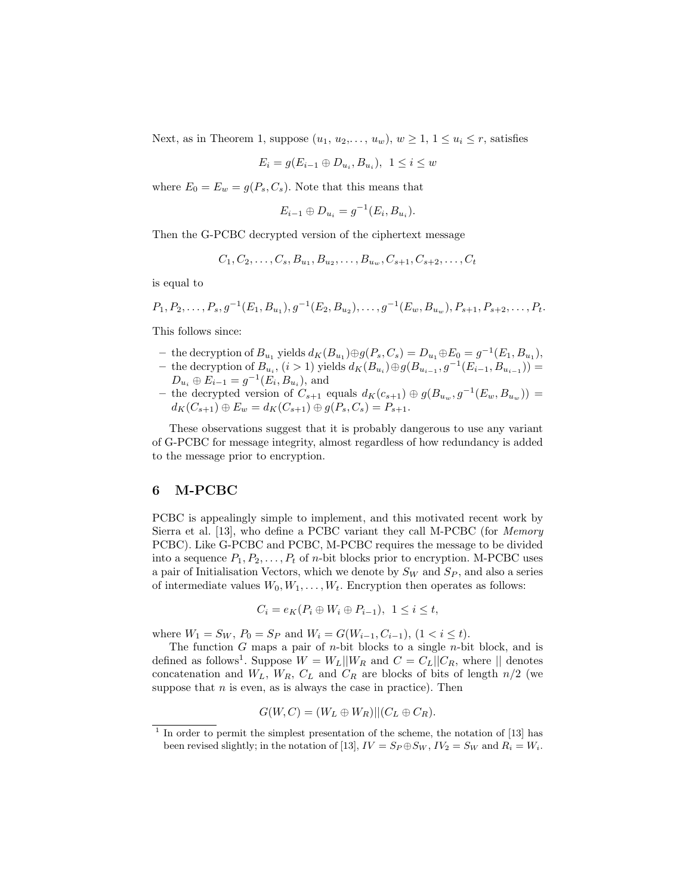Next, as in Theorem 1, suppose $(u_1, u_2, \ldots, u_w)$, $w \geq 1$, $1 \leq u_i \leq r$, satisfies

$$E_i = g(E_{i-1} \oplus D_{u_i}, B_{u_i}),\ \ 1 \leq i \leq w$$

where $E_0 = E_w = g(P_s, C_s)$. Note that this means that

$$E_{i-1} \oplus D_{u_i} = g^{-1}(E_i, B_{u_i}).$$

Then the G-PCBC decrypted version of the ciphertext message

$$C_1, C_2, \ldots, C_s, B_{u_1}, B_{u_2}, \ldots, B_{u_w}, C_{s+1}, C_{s+2}, \ldots, C_t$$

is equal to

$$P_1, P_2, \ldots, P_s, g^{-1}(E_1, B_{u_1}), g^{-1}(E_2, B_{u_2}), \ldots, g^{-1}(E_w, B_{u_w}), P_{s+1}, P_{s+2}, \ldots, P_t.$$

This follows since:

- the decryption of $B_{u_1}$ yields $d_K(B_{u_1}) \oplus g(P_s, C_s) = D_{u_1} \oplus E_0 = g^{-1}(E_1, B_{u_1})$,
- the decryption of $B_{u_i}$, $(i > 1)$ yields $d_K(B_{u_i}) \oplus g(B_{u_{i-1}}, g^{-1}(E_{i-1}, B_{u_{i-1}})) = D_{u_i} \oplus E_{i-1} = g^{-1}(E_i, B_{u_i})$, and
- the decrypted version of $C_{s+1}$ equals $d_K(c_{s+1}) \oplus g(B_{u_w}, g^{-1}(E_w, B_{u_w})) = d_K(C_{s+1}) \oplus E_w = d_K(C_{s+1}) \oplus g(P_s, C_s) = P_{s+1}$.

These observations suggest that it is probably dangerous to use any variant of G-PCBC for message integrity, almost regardless of how redundancy is added to the message prior to encryption.

## 6 M-PCBC

PCBC is appealingly simple to implement, and this motivated recent work by Sierra et al. [13], who define a PCBC variant they call M-PCBC (for *Memory* PCBC). Like G-PCBC and PCBC, M-PCBC requires the message to be divided into a sequence $P_1, P_2, \ldots, P_t$ of $n$-bit blocks prior to encryption. M-PCBC uses a pair of Initialisation Vectors, which we denote by $S_W$ and $S_P$, and also a series of intermediate values $W_0, W_1, \ldots, W_t$. Encryption then operates as follows:

$$C_i = e_K(P_i \oplus W_i \oplus P_{i-1}),\ \ 1 \leq i \leq t,$$

where $W_1 = S_W$, $P_0 = S_P$ and $W_i = G(W_{i-1}, C_{i-1})$, $(1 < i \leq t)$.

The function $G$ maps a pair of $n$-bit blocks to a single $n$-bit block, and is defined as follows[1]. Suppose $W = W_L || W_R$ and $C = C_L || C_R$, where $||$ denotes concatenation and $W_L$, $W_R$, $C_L$ and $C_R$ are blocks of bits of length $n/2$ (we suppose that $n$ is even, as is always the case in practice). Then

$$G(W, C) = (W_L \oplus W_R) || (C_L \oplus C_R).$$

[1] In order to permit the simplest presentation of the scheme, the notation of [13] has been revised slightly; in the notation of [13], $IV = S_P \oplus S_W$, $IV_2 = S_W$ and $R_i = W_i$.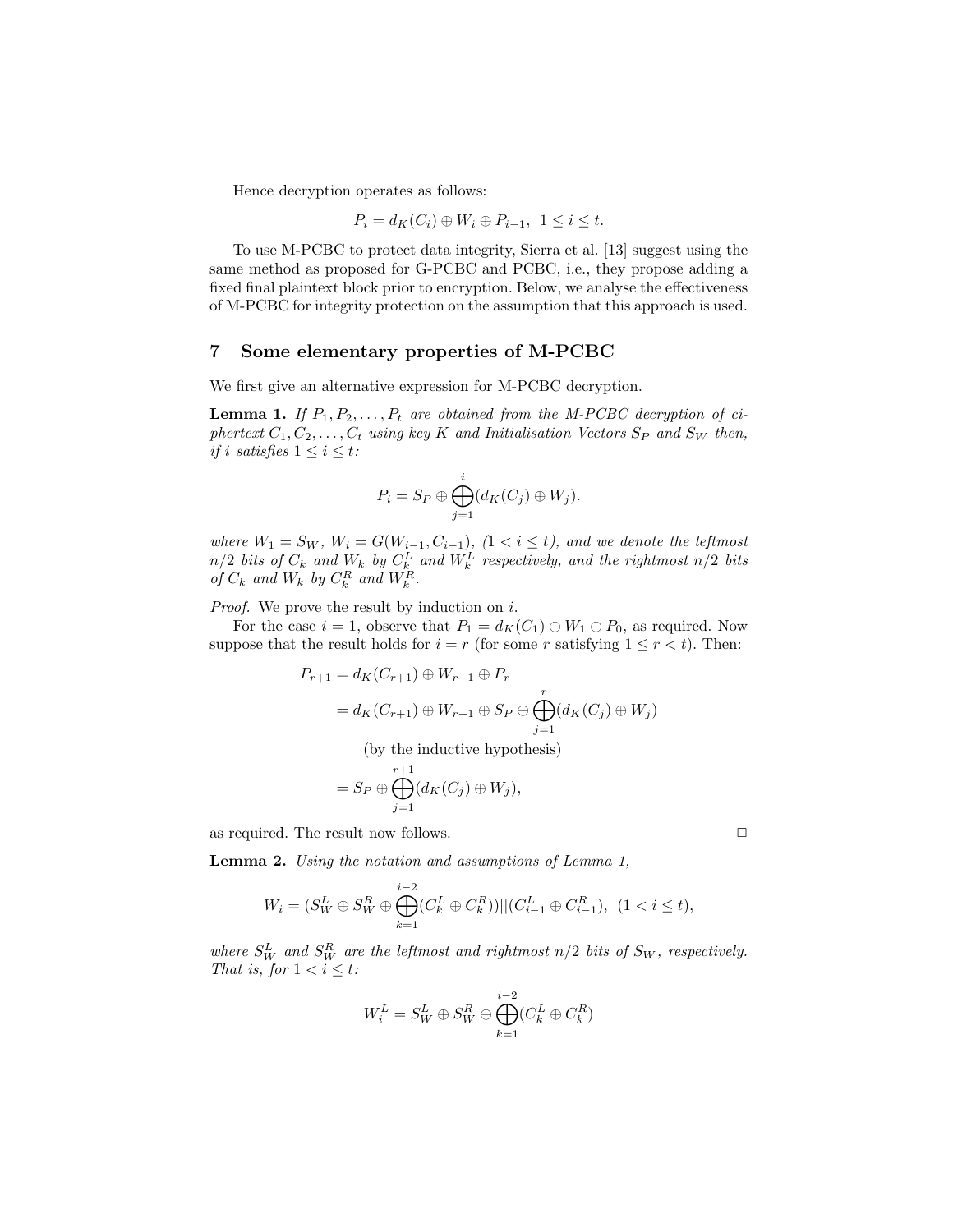Hence decryption operates as follows:

$$P_i = d_K(C_i) \oplus W_i \oplus P_{i-1},\ \ 1 \leq i \leq t.$$

To use M-PCBC to protect data integrity, Sierra et al. [13] suggest using the same method as proposed for G-PCBC and PCBC, i.e., they propose adding a fixed final plaintext block prior to encryption. Below, we analyse the effectiveness of M-PCBC for integrity protection on the assumption that this approach is used.

## 7 Some elementary properties of M-PCBC

We first give an alternative expression for M-PCBC decryption.

**Lemma 1.** *If $P_1, P_2, \ldots, P_t$ are obtained from the M-PCBC decryption of ciphertext $C_1, C_2, \ldots, C_t$ using key $K$ and Initialisation Vectors $S_P$ and $S_W$ then, if $i$ satisfies $1 \leq i \leq t$:*

$$P_i = S_P \oplus \bigoplus_{j=1}^{i} (d_K(C_j) \oplus W_j).$$

*where $W_1 = S_W$, $W_i = G(W_{i-1}, C_{i-1})$, $(1 < i \leq t)$, and we denote the leftmost $n/2$ bits of $C_k$ and $W_k$ by $C_k^L$ and $W_k^L$ respectively, and the rightmost $n/2$ bits of $C_k$ and $W_k$ by $C_k^R$ and $W_k^R$.*

*Proof.* We prove the result by induction on $i$.

For the case $i = 1$, observe that $P_1 = d_K(C_1) \oplus W_1 \oplus P_0$, as required. Now suppose that the result holds for $i = r$ (for some $r$ satisfying $1 \leq r < t$). Then:

$$\begin{aligned}
P_{r+1} &= d_K(C_{r+1}) \oplus W_{r+1} \oplus P_r \\
&= d_K(C_{r+1}) \oplus W_{r+1} \oplus S_P \oplus \bigoplus_{j=1}^{r} (d_K(C_j) \oplus W_j) \\
&\qquad \text{(by the inductive hypothesis)} \\
&= S_P \oplus \bigoplus_{j=1}^{r+1} (d_K(C_j) \oplus W_j),
\end{aligned}$$

as required. The result now follows. □

**Lemma 2.** *Using the notation and assumptions of Lemma 1,*

$$W_i = (S_W^L \oplus S_W^R \oplus \bigoplus_{k=1}^{i-2} (C_k^L \oplus C_k^R)) || (C_{i-1}^L \oplus C_{i-1}^R),\ \ (1 < i \leq t),$$

*where $S_W^L$ and $S_W^R$ are the leftmost and rightmost $n/2$ bits of $S_W$, respectively. That is, for $1 < i \leq t$:*

$$W_i^L = S_W^L \oplus S_W^R \oplus \bigoplus_{k=1}^{i-2} (C_k^L \oplus C_k^R)$$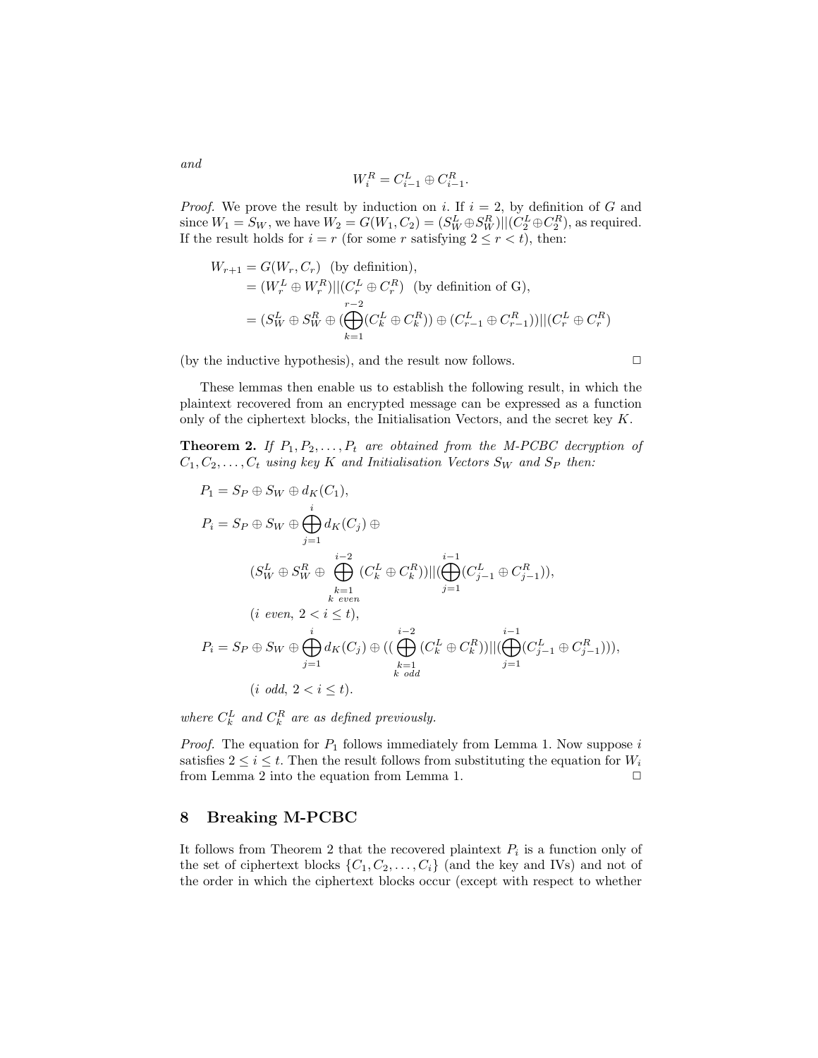*and*

$$W_i^R = C_{i-1}^L \oplus C_{i-1}^R.$$

*Proof.* We prove the result by induction on $i$. If $i = 2$, by definition of $G$ and since $W_1 = S_W$, we have $W_2 = G(W_1, C_2) = (S_W^L \oplus S_W^R)||(C_2^L \oplus C_2^R)$, as required. If the result holds for $i = r$ (for some $r$ satisfying $2 \le r < t$), then:

$$\begin{aligned}
W_{r+1} &= G(W_r, C_r) \quad \text{(by definition)},\\
&= (W_r^L \oplus W_r^R)||(C_r^L \oplus C_r^R) \quad \text{(by definition of G)},\\
&= (S_W^L \oplus S_W^R \oplus (\bigoplus_{k=1}^{r-2}(C_k^L \oplus C_k^R)) \oplus (C_{r-1}^L \oplus C_{r-1}^R))||(C_r^L \oplus C_r^R)
\end{aligned}$$

(by the inductive hypothesis), and the result now follows. □

These lemmas then enable us to establish the following result, in which the plaintext recovered from an encrypted message can be expressed as a function only of the ciphertext blocks, the Initialisation Vectors, and the secret key $K$.

**Theorem 2.** *If $P_1, P_2, \ldots, P_t$ are obtained from the M-PCBC decryption of $C_1, C_2, \ldots, C_t$ using key $K$ and Initialisation Vectors $S_W$ and $S_P$ then:*

$$\begin{aligned}
P_1 &= S_P \oplus S_W \oplus d_K(C_1),\\
P_i &= S_P \oplus S_W \oplus \bigoplus_{j=1}^{i} d_K(C_j) \oplus\\
&\quad (S_W^L \oplus S_W^R \oplus \bigoplus_{\substack{k=1\\ k\ even}}^{i-2} (C_k^L \oplus C_k^R))||(\bigoplus_{j=1}^{i-1}(C_{j-1}^L \oplus C_{j-1}^R)),\\
&\quad (i\ even,\ 2 < i \le t),\\
P_i &= S_P \oplus S_W \oplus \bigoplus_{j=1}^{i} d_K(C_j) \oplus ((\bigoplus_{\substack{k=1\\ k\ odd}}^{i-2} (C_k^L \oplus C_k^R))||(\bigoplus_{j=1}^{i-1}(C_{j-1}^L \oplus C_{j-1}^R))),\\
&\quad (i\ odd,\ 2 < i \le t).
\end{aligned}$$

*where $C_k^L$ and $C_k^R$ are as defined previously.*

*Proof.* The equation for $P_1$ follows immediately from Lemma 1. Now suppose $i$ satisfies $2 \le i \le t$. Then the result follows from substituting the equation for $W_i$ from Lemma 2 into the equation from Lemma 1. □

## 8 Breaking M-PCBC

It follows from Theorem 2 that the recovered plaintext $P_i$ is a function only of the set of ciphertext blocks $\{C_1, C_2, \ldots, C_i\}$ (and the key and IVs) and not of the order in which the ciphertext blocks occur (except with respect to whether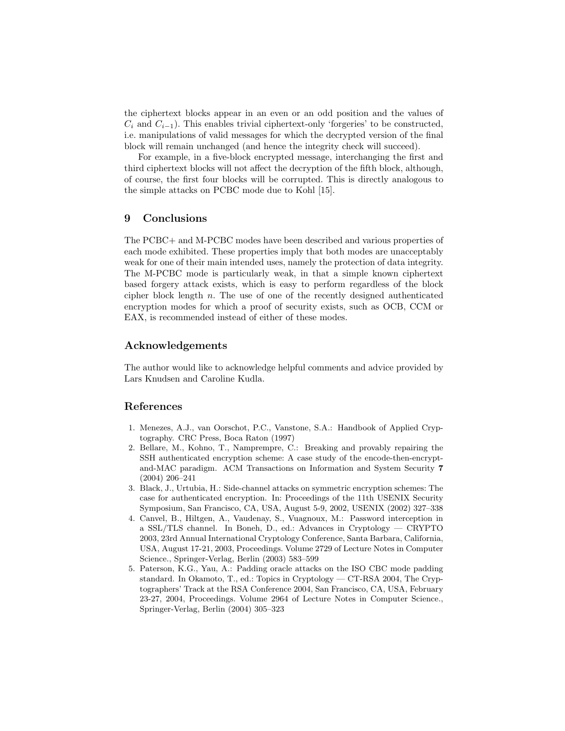the ciphertext blocks appear in an even or an odd position and the values of $C_i$ and $C_{i-1}$). This enables trivial ciphertext-only 'forgeries' to be constructed, i.e. manipulations of valid messages for which the decrypted version of the final block will remain unchanged (and hence the integrity check will succeed).

For example, in a five-block encrypted message, interchanging the first and third ciphertext blocks will not affect the decryption of the fifth block, although, of course, the first four blocks will be corrupted. This is directly analogous to the simple attacks on PCBC mode due to Kohl [15].

## 9 Conclusions

The PCBC+ and M-PCBC modes have been described and various properties of each mode exhibited. These properties imply that both modes are unacceptably weak for one of their main intended uses, namely the protection of data integrity. The M-PCBC mode is particularly weak, in that a simple known ciphertext based forgery attack exists, which is easy to perform regardless of the block cipher block length $n$. The use of one of the recently designed authenticated encryption modes for which a proof of security exists, such as OCB, CCM or EAX, is recommended instead of either of these modes.

## Acknowledgements

The author would like to acknowledge helpful comments and advice provided by Lars Knudsen and Caroline Kudla.

## References

1. Menezes, A.J., van Oorschot, P.C., Vanstone, S.A.: Handbook of Applied Cryptography. CRC Press, Boca Raton (1997)
2. Bellare, M., Kohno, T., Namprempre, C.: Breaking and provably repairing the SSH authenticated encryption scheme: A case study of the encode-then-encrypt-and-MAC paradigm. ACM Transactions on Information and System Security **7** (2004) 206–241
3. Black, J., Urtubia, H.: Side-channel attacks on symmetric encryption schemes: The case for authenticated encryption. In: Proceedings of the 11th USENIX Security Symposium, San Francisco, CA, USA, August 5-9, 2002, USENIX (2002) 327–338
4. Canvel, B., Hiltgen, A., Vaudenay, S., Vuagnoux, M.: Password interception in a SSL/TLS channel. In Boneh, D., ed.: Advances in Cryptology — CRYPTO 2003, 23rd Annual International Cryptology Conference, Santa Barbara, California, USA, August 17-21, 2003, Proceedings. Volume 2729 of Lecture Notes in Computer Science., Springer-Verlag, Berlin (2003) 583–599
5. Paterson, K.G., Yau, A.: Padding oracle attacks on the ISO CBC mode padding standard. In Okamoto, T., ed.: Topics in Cryptology — CT-RSA 2004, The Cryptographers' Track at the RSA Conference 2004, San Francisco, CA, USA, February 23-27, 2004, Proceedings. Volume 2964 of Lecture Notes in Computer Science., Springer-Verlag, Berlin (2004) 305–323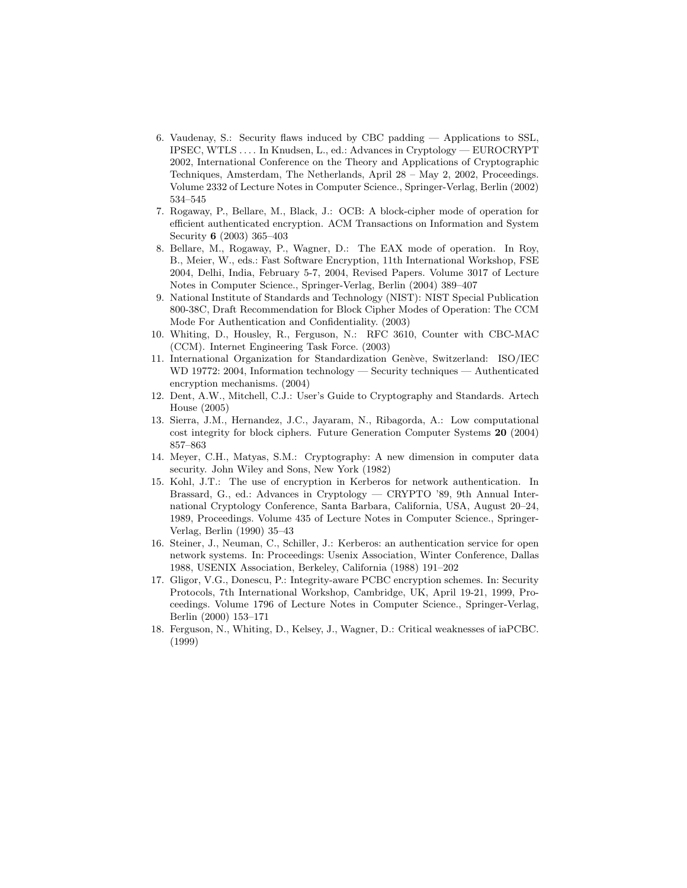6. Vaudenay, S.: Security flaws induced by CBC padding — Applications to SSL, IPSEC, WTLS . . . . In Knudsen, L., ed.: Advances in Cryptology — EUROCRYPT 2002, International Conference on the Theory and Applications of Cryptographic Techniques, Amsterdam, The Netherlands, April 28 – May 2, 2002, Proceedings. Volume 2332 of Lecture Notes in Computer Science., Springer-Verlag, Berlin (2002) 534–545
7. Rogaway, P., Bellare, M., Black, J.: OCB: A block-cipher mode of operation for efficient authenticated encryption. ACM Transactions on Information and System Security **6** (2003) 365–403
8. Bellare, M., Rogaway, P., Wagner, D.: The EAX mode of operation. In Roy, B., Meier, W., eds.: Fast Software Encryption, 11th International Workshop, FSE 2004, Delhi, India, February 5-7, 2004, Revised Papers. Volume 3017 of Lecture Notes in Computer Science., Springer-Verlag, Berlin (2004) 389–407
9. National Institute of Standards and Technology (NIST): NIST Special Publication 800-38C, Draft Recommendation for Block Cipher Modes of Operation: The CCM Mode For Authentication and Confidentiality. (2003)
10. Whiting, D., Housley, R., Ferguson, N.: RFC 3610, Counter with CBC-MAC (CCM). Internet Engineering Task Force. (2003)
11. International Organization for Standardization Genève, Switzerland: ISO/IEC WD 19772: 2004, Information technology — Security techniques — Authenticated encryption mechanisms. (2004)
12. Dent, A.W., Mitchell, C.J.: User's Guide to Cryptography and Standards. Artech House (2005)
13. Sierra, J.M., Hernandez, J.C., Jayaram, N., Ribagorda, A.: Low computational cost integrity for block ciphers. Future Generation Computer Systems **20** (2004) 857–863
14. Meyer, C.H., Matyas, S.M.: Cryptography: A new dimension in computer data security. John Wiley and Sons, New York (1982)
15. Kohl, J.T.: The use of encryption in Kerberos for network authentication. In Brassard, G., ed.: Advances in Cryptology — CRYPTO '89, 9th Annual International Cryptology Conference, Santa Barbara, California, USA, August 20–24, 1989, Proceedings. Volume 435 of Lecture Notes in Computer Science., Springer-Verlag, Berlin (1990) 35–43
16. Steiner, J., Neuman, C., Schiller, J.: Kerberos: an authentication service for open network systems. In: Proceedings: Usenix Association, Winter Conference, Dallas 1988, USENIX Association, Berkeley, California (1988) 191–202
17. Gligor, V.G., Donescu, P.: Integrity-aware PCBC encryption schemes. In: Security Protocols, 7th International Workshop, Cambridge, UK, April 19-21, 1999, Proceedings. Volume 1796 of Lecture Notes in Computer Science., Springer-Verlag, Berlin (2000) 153–171
18. Ferguson, N., Whiting, D., Kelsey, J., Wagner, D.: Critical weaknesses of iaPCBC. (1999)